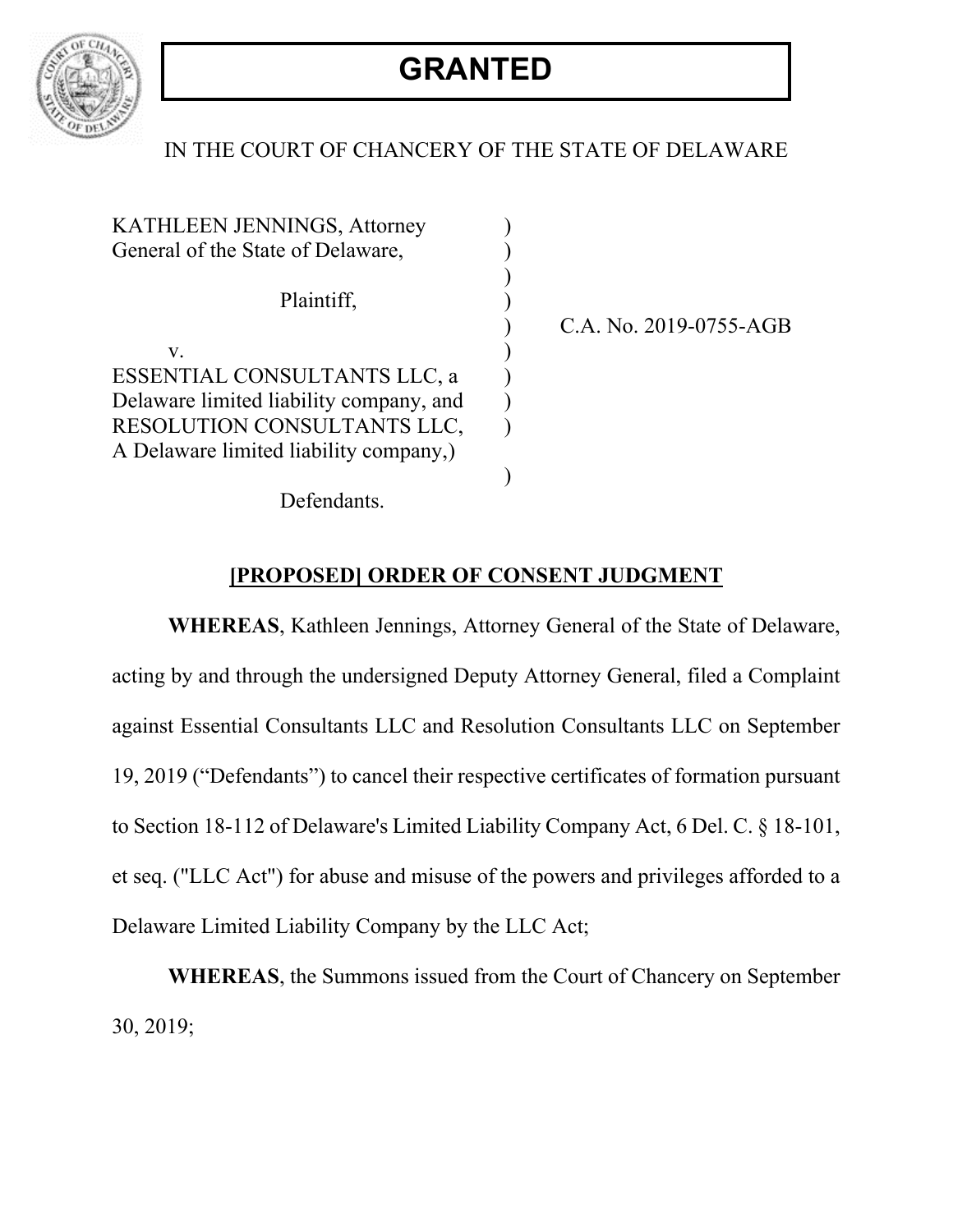**GRANTED**

IN THE COURT OF CHANCERY OF THE STATE OF DELAWARE

| | | |
|---|---|---|
| KATHLEEN JENNINGS, Attorney General of the State of Delaware, | ) | |
| | ) | |
| Plaintiff, | ) | |
| | ) | C.A. No. 2019-0755-AGB |
| v. | ) | |
| ESSENTIAL CONSULTANTS LLC, a Delaware limited liability company, and RESOLUTION CONSULTANTS LLC, A Delaware limited liability company,) | ) | |
| | ) | |
| Defendants. | | |

## [PROPOSED] ORDER OF CONSENT JUDGMENT

**WHEREAS**, Kathleen Jennings, Attorney General of the State of Delaware, acting by and through the undersigned Deputy Attorney General, filed a Complaint against Essential Consultants LLC and Resolution Consultants LLC on September 19, 2019 ("Defendants") to cancel their respective certificates of formation pursuant to Section 18-112 of Delaware's Limited Liability Company Act, 6 Del. C. § 18-101, et seq. ("LLC Act") for abuse and misuse of the powers and privileges afforded to a Delaware Limited Liability Company by the LLC Act;

**WHEREAS**, the Summons issued from the Court of Chancery on September 30, 2019;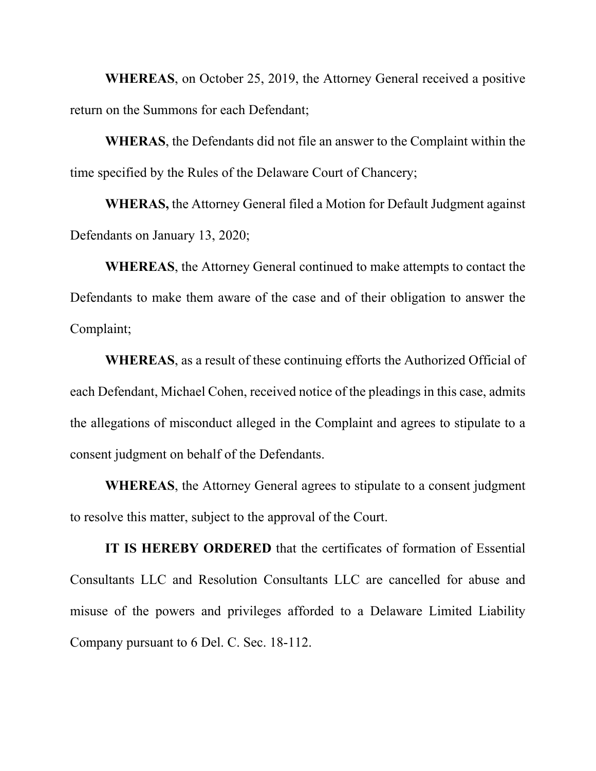**WHEREAS**, on October 25, 2019, the Attorney General received a positive return on the Summons for each Defendant;

**WHERAS**, the Defendants did not file an answer to the Complaint within the time specified by the Rules of the Delaware Court of Chancery;

**WHERAS,** the Attorney General filed a Motion for Default Judgment against Defendants on January 13, 2020;

**WHEREAS**, the Attorney General continued to make attempts to contact the Defendants to make them aware of the case and of their obligation to answer the Complaint;

**WHEREAS**, as a result of these continuing efforts the Authorized Official of each Defendant, Michael Cohen, received notice of the pleadings in this case, admits the allegations of misconduct alleged in the Complaint and agrees to stipulate to a consent judgment on behalf of the Defendants.

**WHEREAS**, the Attorney General agrees to stipulate to a consent judgment to resolve this matter, subject to the approval of the Court.

**IT IS HEREBY ORDERED** that the certificates of formation of Essential Consultants LLC and Resolution Consultants LLC are cancelled for abuse and misuse of the powers and privileges afforded to a Delaware Limited Liability Company pursuant to 6 Del. C. Sec. 18-112.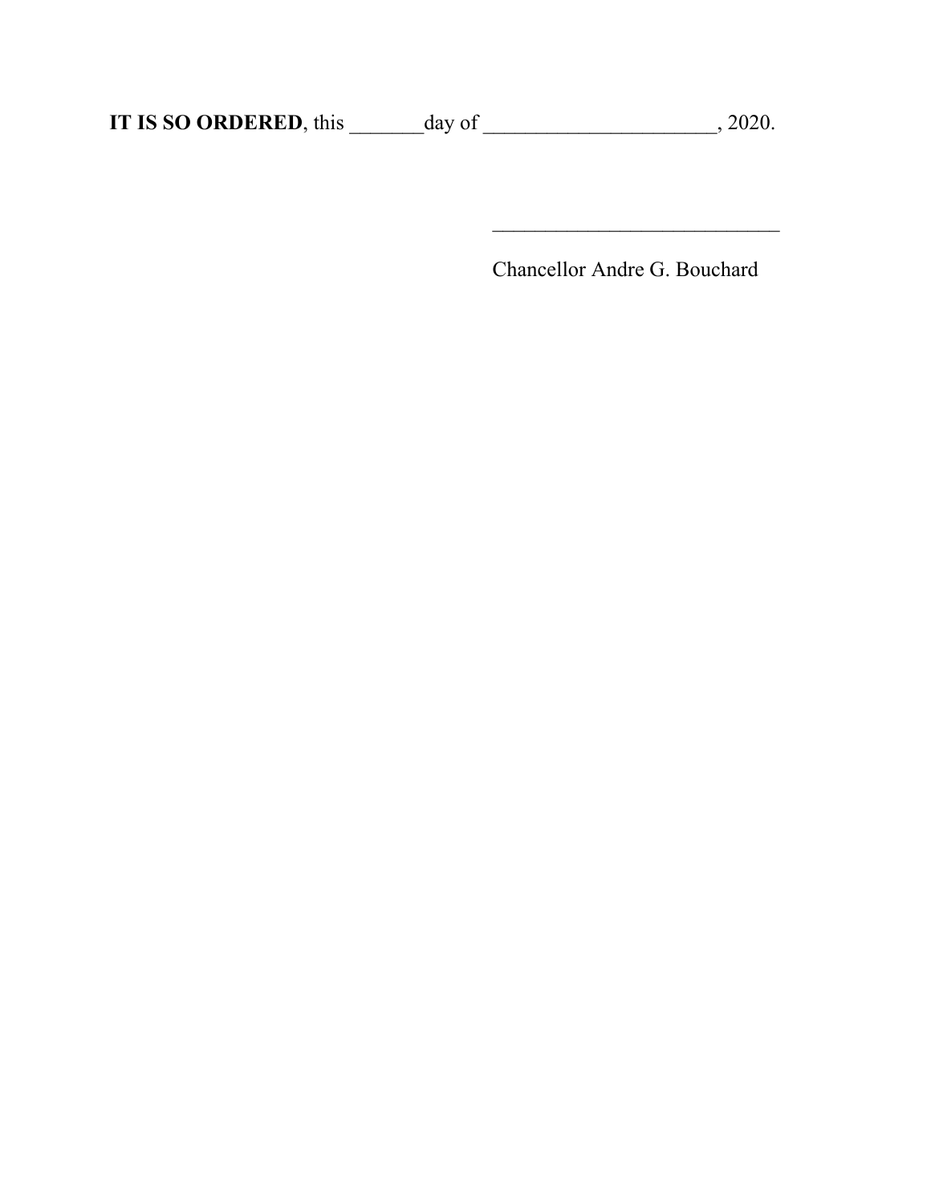**IT IS SO ORDERED**, this _______day of _____________________, 2020.

___________________________

Chancellor Andre G. Bouchard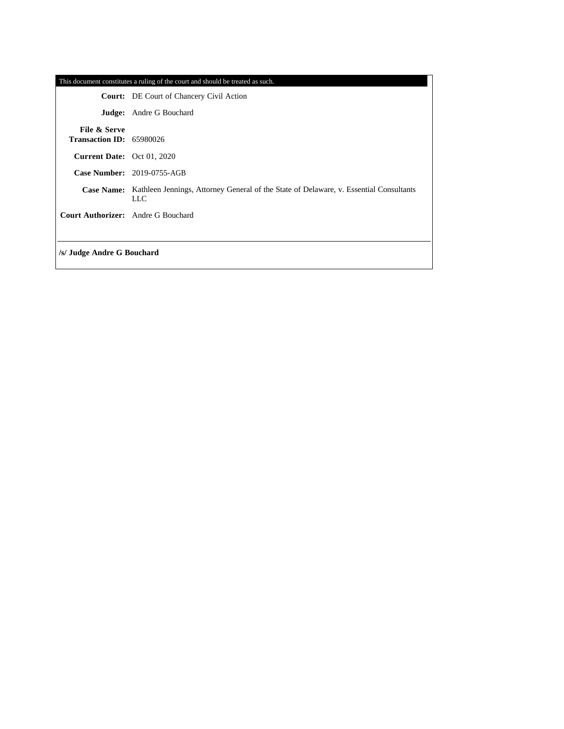This document constitutes a ruling of the court and should be treated as such.

| | |
|---|---|
| **Court:** | DE Court of Chancery Civil Action |
| **Judge:** | Andre G Bouchard |
| **File & Serve Transaction ID:** | 65980026 |
| **Current Date:** | Oct 01, 2020 |
| **Case Number:** | 2019-0755-AGB |
| **Case Name:** | Kathleen Jennings, Attorney General of the State of Delaware, v. Essential Consultants LLC |
| **Court Authorizer:** | Andre G Bouchard |

---

**/s/ Judge Andre G Bouchard**